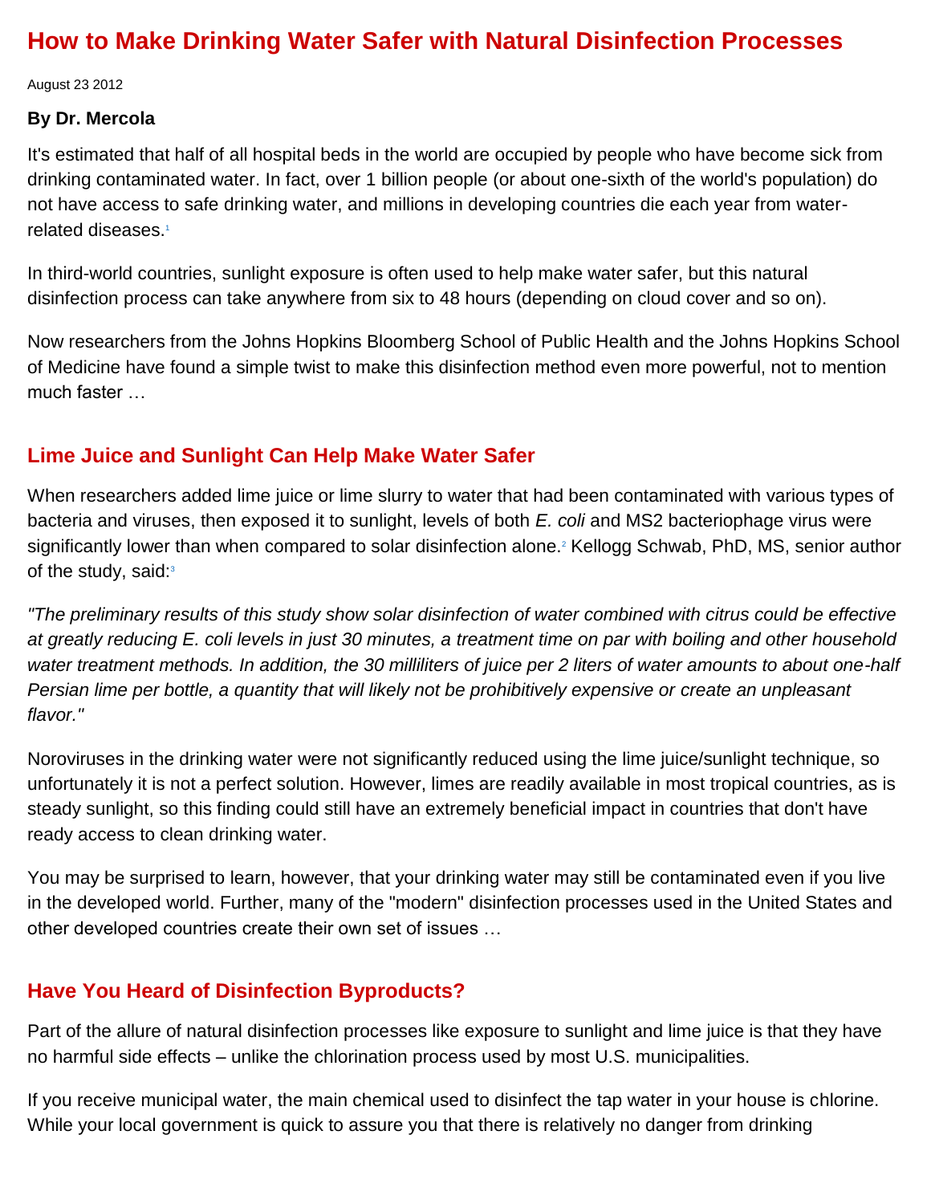# How to Make Drinking Water Safer with Natural Disinfection Processes

August 23 2012

**By Dr. Mercola**

It's estimated that half of all hospital beds in the world are occupied by people who have become sick from drinking contaminated water. In fact, over 1 billion people (or about one-sixth of the world's population) do not have access to safe drinking water, and millions in developing countries die each year from water-related diseases.[1]

In third-world countries, sunlight exposure is often used to help make water safer, but this natural disinfection process can take anywhere from six to 48 hours (depending on cloud cover and so on).

Now researchers from the Johns Hopkins Bloomberg School of Public Health and the Johns Hopkins School of Medicine have found a simple twist to make this disinfection method even more powerful, not to mention much faster …

## Lime Juice and Sunlight Can Help Make Water Safer

When researchers added lime juice or lime slurry to water that had been contaminated with various types of bacteria and viruses, then exposed it to sunlight, levels of both *E. coli* and MS2 bacteriophage virus were significantly lower than when compared to solar disinfection alone.[2] Kellogg Schwab, PhD, MS, senior author of the study, said:[3]

*"The preliminary results of this study show solar disinfection of water combined with citrus could be effective at greatly reducing E. coli levels in just 30 minutes, a treatment time on par with boiling and other household water treatment methods. In addition, the 30 milliliters of juice per 2 liters of water amounts to about one-half Persian lime per bottle, a quantity that will likely not be prohibitively expensive or create an unpleasant flavor."*

Noroviruses in the drinking water were not significantly reduced using the lime juice/sunlight technique, so unfortunately it is not a perfect solution. However, limes are readily available in most tropical countries, as is steady sunlight, so this finding could still have an extremely beneficial impact in countries that don't have ready access to clean drinking water.

You may be surprised to learn, however, that your drinking water may still be contaminated even if you live in the developed world. Further, many of the "modern" disinfection processes used in the United States and other developed countries create their own set of issues …

## Have You Heard of Disinfection Byproducts?

Part of the allure of natural disinfection processes like exposure to sunlight and lime juice is that they have no harmful side effects – unlike the chlorination process used by most U.S. municipalities.

If you receive municipal water, the main chemical used to disinfect the tap water in your house is chlorine. While your local government is quick to assure you that there is relatively no danger from drinking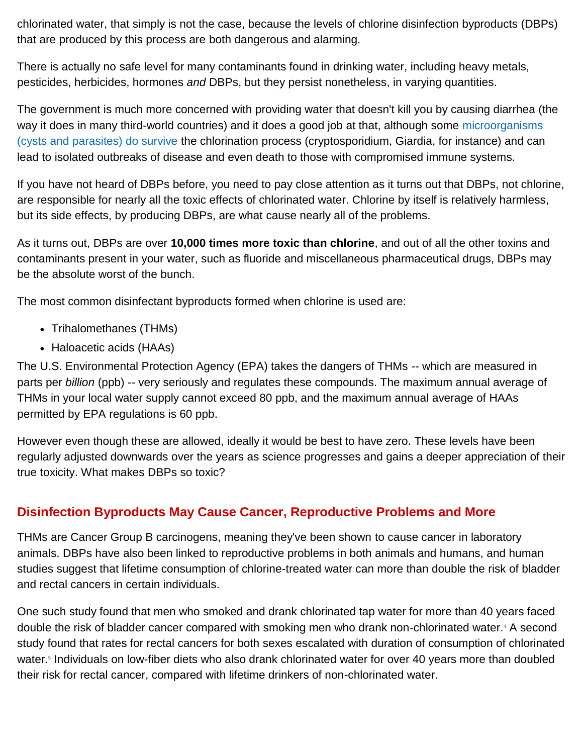chlorinated water, that simply is not the case, because the levels of chlorine disinfection byproducts (DBPs) that are produced by this process are both dangerous and alarming.

There is actually no safe level for many contaminants found in drinking water, including heavy metals, pesticides, herbicides, hormones *and* DBPs, but they persist nonetheless, in varying quantities.

The government is much more concerned with providing water that doesn't kill you by causing diarrhea (the way it does in many third-world countries) and it does a good job at that, although some microorganisms (cysts and parasites) do survive the chlorination process (cryptosporidium, Giardia, for instance) and can lead to isolated outbreaks of disease and even death to those with compromised immune systems.

If you have not heard of DBPs before, you need to pay close attention as it turns out that DBPs, not chlorine, are responsible for nearly all the toxic effects of chlorinated water. Chlorine by itself is relatively harmless, but its side effects, by producing DBPs, are what cause nearly all of the problems.

As it turns out, DBPs are over **10,000 times more toxic than chlorine**, and out of all the other toxins and contaminants present in your water, such as fluoride and miscellaneous pharmaceutical drugs, DBPs may be the absolute worst of the bunch.

The most common disinfectant byproducts formed when chlorine is used are:

- Trihalomethanes (THMs)
- Haloacetic acids (HAAs)

The U.S. Environmental Protection Agency (EPA) takes the dangers of THMs -- which are measured in parts per *billion* (ppb) -- very seriously and regulates these compounds. The maximum annual average of THMs in your local water supply cannot exceed 80 ppb, and the maximum annual average of HAAs permitted by EPA regulations is 60 ppb.

However even though these are allowed, ideally it would be best to have zero. These levels have been regularly adjusted downwards over the years as science progresses and gains a deeper appreciation of their true toxicity. What makes DBPs so toxic?

## Disinfection Byproducts May Cause Cancer, Reproductive Problems and More

THMs are Cancer Group B carcinogens, meaning they've been shown to cause cancer in laboratory animals. DBPs have also been linked to reproductive problems in both animals and humans, and human studies suggest that lifetime consumption of chlorine-treated water can more than double the risk of bladder and rectal cancers in certain individuals.

One such study found that men who smoked and drank chlorinated tap water for more than 40 years faced double the risk of bladder cancer compared with smoking men who drank non-chlorinated water.[4] A second study found that rates for rectal cancers for both sexes escalated with duration of consumption of chlorinated water.[5] Individuals on low-fiber diets who also drank chlorinated water for over 40 years more than doubled their risk for rectal cancer, compared with lifetime drinkers of non-chlorinated water.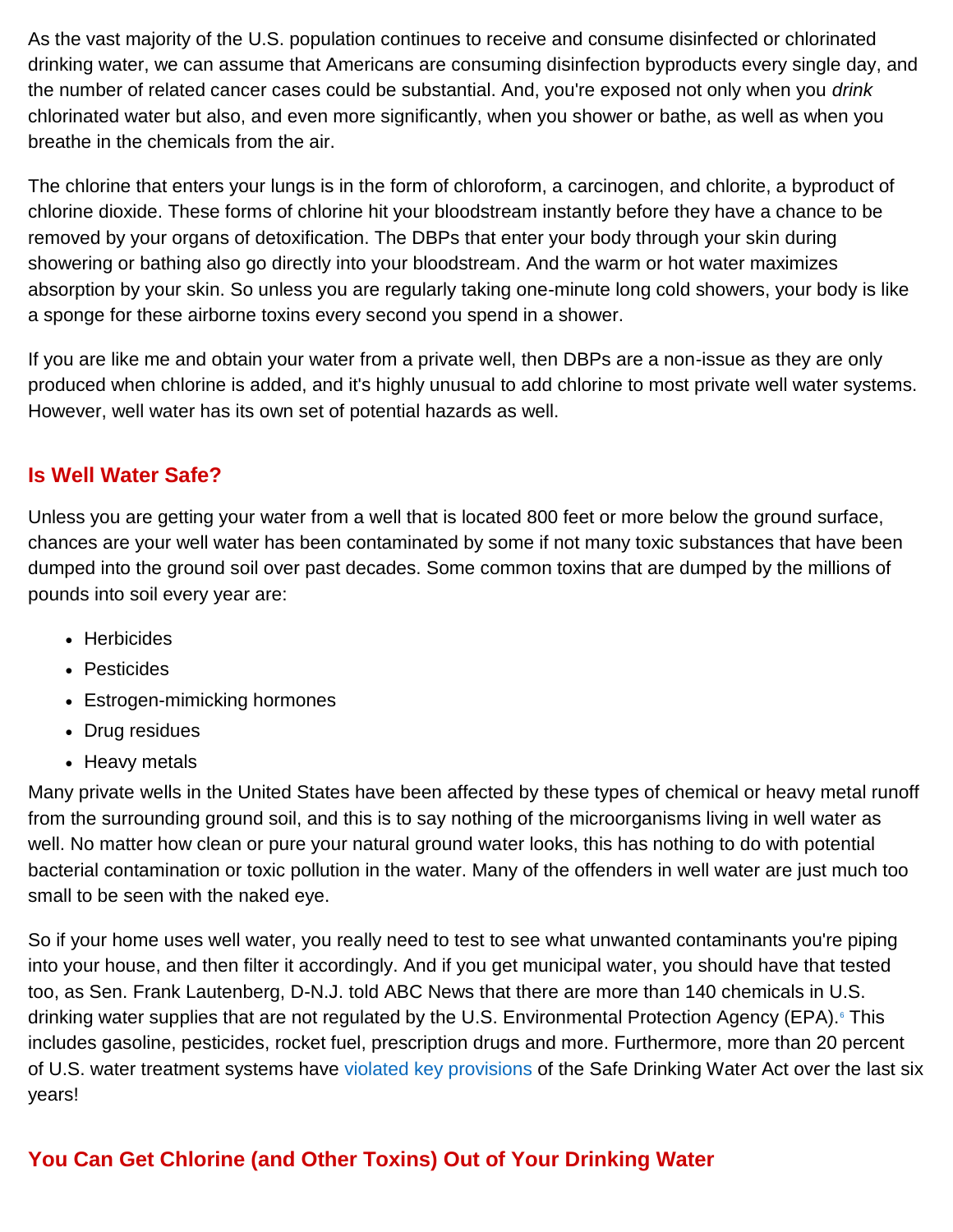As the vast majority of the U.S. population continues to receive and consume disinfected or chlorinated drinking water, we can assume that Americans are consuming disinfection byproducts every single day, and the number of related cancer cases could be substantial. And, you're exposed not only when you *drink* chlorinated water but also, and even more significantly, when you shower or bathe, as well as when you breathe in the chemicals from the air.

The chlorine that enters your lungs is in the form of chloroform, a carcinogen, and chlorite, a byproduct of chlorine dioxide. These forms of chlorine hit your bloodstream instantly before they have a chance to be removed by your organs of detoxification. The DBPs that enter your body through your skin during showering or bathing also go directly into your bloodstream. And the warm or hot water maximizes absorption by your skin. So unless you are regularly taking one-minute long cold showers, your body is like a sponge for these airborne toxins every second you spend in a shower.

If you are like me and obtain your water from a private well, then DBPs are a non-issue as they are only produced when chlorine is added, and it's highly unusual to add chlorine to most private well water systems. However, well water has its own set of potential hazards as well.

## Is Well Water Safe?

Unless you are getting your water from a well that is located 800 feet or more below the ground surface, chances are your well water has been contaminated by some if not many toxic substances that have been dumped into the ground soil over past decades. Some common toxins that are dumped by the millions of pounds into soil every year are:

- Herbicides
- Pesticides
- Estrogen-mimicking hormones
- Drug residues
- Heavy metals

Many private wells in the United States have been affected by these types of chemical or heavy metal runoff from the surrounding ground soil, and this is to say nothing of the microorganisms living in well water as well. No matter how clean or pure your natural ground water looks, this has nothing to do with potential bacterial contamination or toxic pollution in the water. Many of the offenders in well water are just much too small to be seen with the naked eye.

So if your home uses well water, you really need to test to see what unwanted contaminants you're piping into your house, and then filter it accordingly. And if you get municipal water, you should have that tested too, as Sen. Frank Lautenberg, D-N.J. told ABC News that there are more than 140 chemicals in U.S. drinking water supplies that are not regulated by the U.S. Environmental Protection Agency (EPA).[6] This includes gasoline, pesticides, rocket fuel, prescription drugs and more. Furthermore, more than 20 percent of U.S. water treatment systems have violated key provisions of the Safe Drinking Water Act over the last six years!

## You Can Get Chlorine (and Other Toxins) Out of Your Drinking Water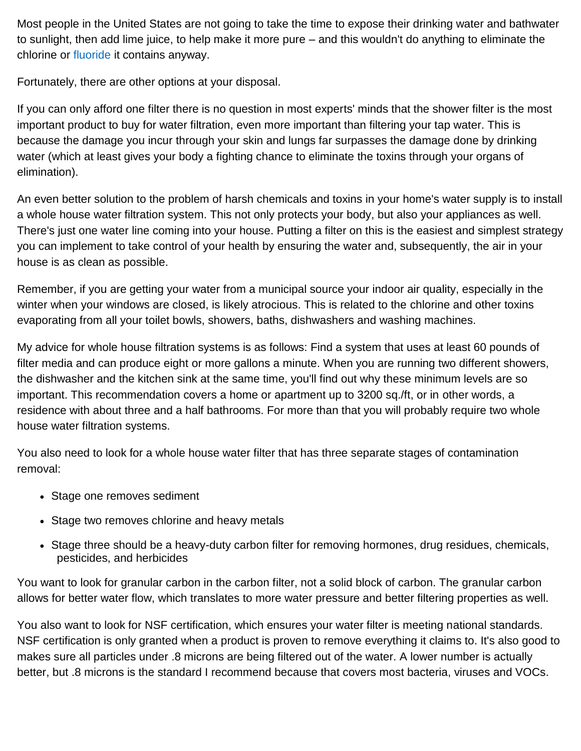Most people in the United States are not going to take the time to expose their drinking water and bathwater to sunlight, then add lime juice, to help make it more pure – and this wouldn't do anything to eliminate the chlorine or fluoride it contains anyway.

Fortunately, there are other options at your disposal.

If you can only afford one filter there is no question in most experts' minds that the shower filter is the most important product to buy for water filtration, even more important than filtering your tap water. This is because the damage you incur through your skin and lungs far surpasses the damage done by drinking water (which at least gives your body a fighting chance to eliminate the toxins through your organs of elimination).

An even better solution to the problem of harsh chemicals and toxins in your home's water supply is to install a whole house water filtration system. This not only protects your body, but also your appliances as well. There's just one water line coming into your house. Putting a filter on this is the easiest and simplest strategy you can implement to take control of your health by ensuring the water and, subsequently, the air in your house is as clean as possible.

Remember, if you are getting your water from a municipal source your indoor air quality, especially in the winter when your windows are closed, is likely atrocious. This is related to the chlorine and other toxins evaporating from all your toilet bowls, showers, baths, dishwashers and washing machines.

My advice for whole house filtration systems is as follows: Find a system that uses at least 60 pounds of filter media and can produce eight or more gallons a minute. When you are running two different showers, the dishwasher and the kitchen sink at the same time, you'll find out why these minimum levels are so important. This recommendation covers a home or apartment up to 3200 sq./ft, or in other words, a residence with about three and a half bathrooms. For more than that you will probably require two whole house water filtration systems.

You also need to look for a whole house water filter that has three separate stages of contamination removal:

- Stage one removes sediment
- Stage two removes chlorine and heavy metals
- Stage three should be a heavy-duty carbon filter for removing hormones, drug residues, chemicals, pesticides, and herbicides

You want to look for granular carbon in the carbon filter, not a solid block of carbon. The granular carbon allows for better water flow, which translates to more water pressure and better filtering properties as well.

You also want to look for NSF certification, which ensures your water filter is meeting national standards. NSF certification is only granted when a product is proven to remove everything it claims to. It's also good to makes sure all particles under .8 microns are being filtered out of the water. A lower number is actually better, but .8 microns is the standard I recommend because that covers most bacteria, viruses and VOCs.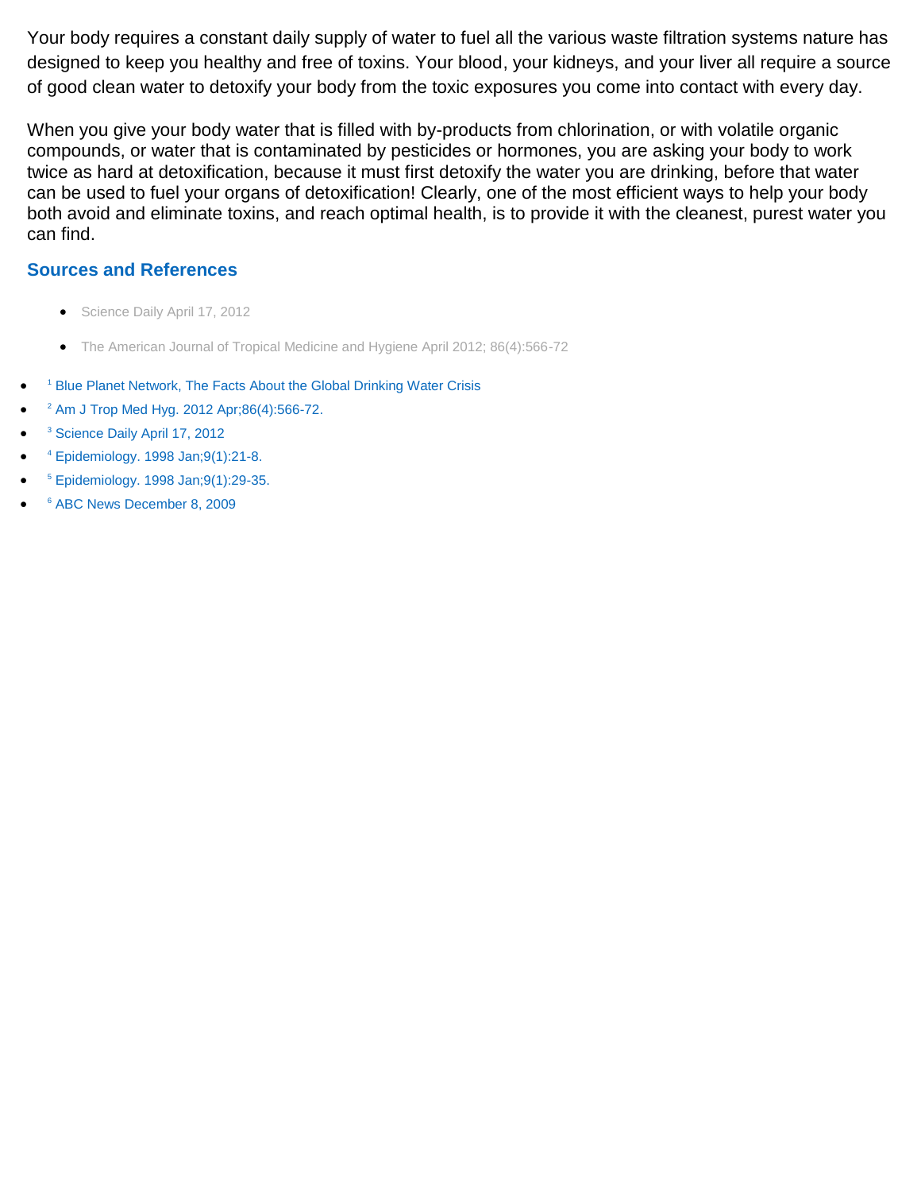Your body requires a constant daily supply of water to fuel all the various waste filtration systems nature has designed to keep you healthy and free of toxins. Your blood, your kidneys, and your liver all require a source of good clean water to detoxify your body from the toxic exposures you come into contact with every day.

When you give your body water that is filled with by-products from chlorination, or with volatile organic compounds, or water that is contaminated by pesticides or hormones, you are asking your body to work twice as hard at detoxification, because it must first detoxify the water you are drinking, before that water can be used to fuel your organs of detoxification! Clearly, one of the most efficient ways to help your body both avoid and eliminate toxins, and reach optimal health, is to provide it with the cleanest, purest water you can find.

### Sources and References

- Science Daily April 17, 2012
- The American Journal of Tropical Medicine and Hygiene April 2012; 86(4):566-72

- [1] Blue Planet Network, The Facts About the Global Drinking Water Crisis
- [2] Am J Trop Med Hyg. 2012 Apr;86(4):566-72.
- [3] Science Daily April 17, 2012
- [4] Epidemiology. 1998 Jan;9(1):21-8.
- [5] Epidemiology. 1998 Jan;9(1):29-35.
- [6] ABC News December 8, 2009